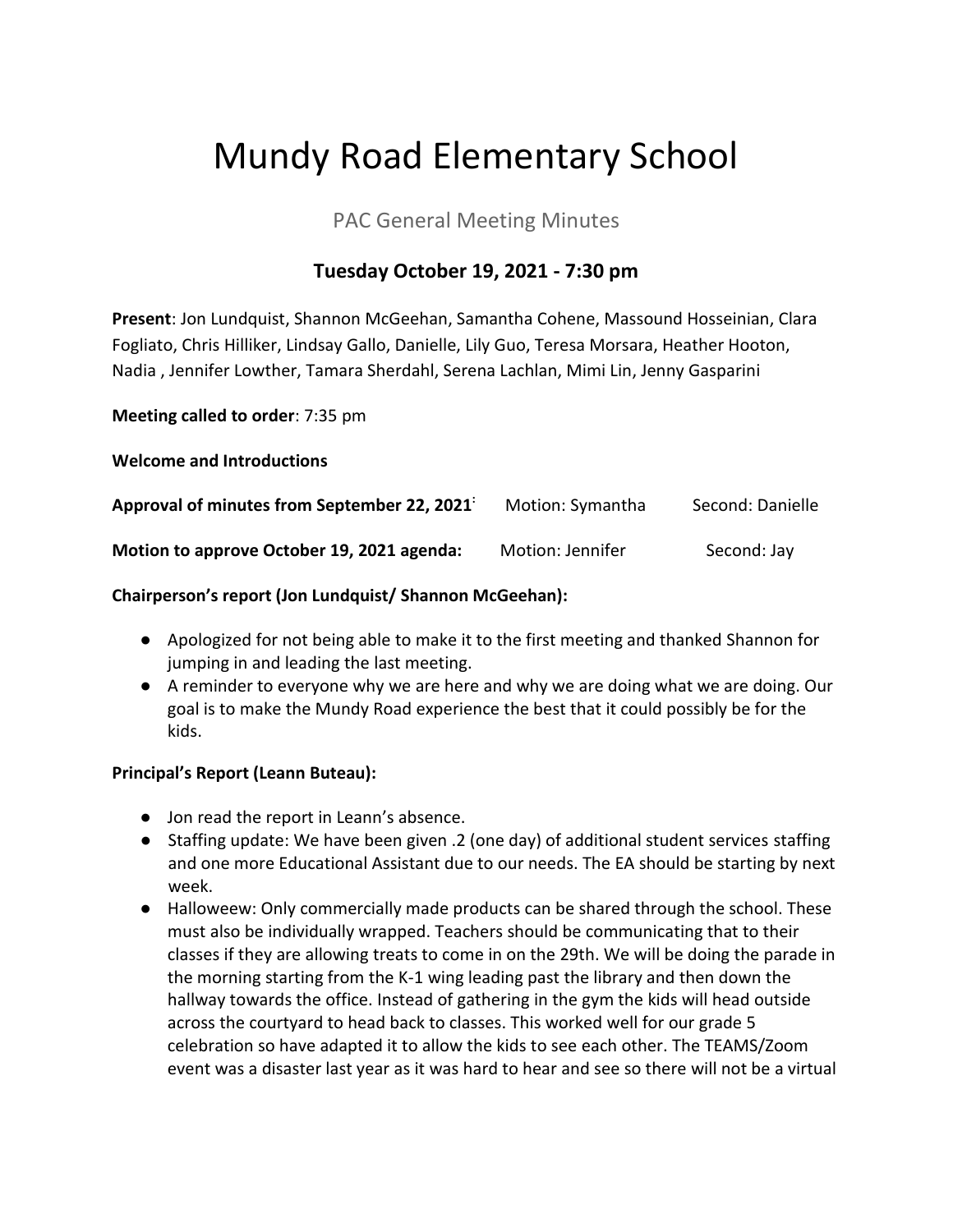# Mundy Road Elementary School

PAC General Meeting Minutes

**Tuesday October 19, 2021 - 7:30 pm**

**Present**: Jon Lundquist, Shannon McGeehan, Samantha Cohene, Massound Hosseinian, Clara Fogliato, Chris Hilliker, Lindsay Gallo, Danielle, Lily Guo, Teresa Morsara, Heather Hooton, Nadia , Jennifer Lowther, Tamara Sherdahl, Serena Lachlan, Mimi Lin, Jenny Gasparini

**Meeting called to order**: 7:35 pm

**Welcome and Introductions**

| | | |
|---|---|---|
| **Approval of minutes from September 22, 2021** | Motion: Symantha | Second: Danielle |
| **Motion to approve October 19, 2021 agenda:** | Motion: Jennifer | Second: Jay |

**Chairperson's report (Jon Lundquist/ Shannon McGeehan):**

- Apologized for not being able to make it to the first meeting and thanked Shannon for jumping in and leading the last meeting.
- A reminder to everyone why we are here and why we are doing what we are doing. Our goal is to make the Mundy Road experience the best that it could possibly be for the kids.

**Principal's Report (Leann Buteau):**

- Jon read the report in Leann's absence.
- Staffing update: We have been given .2 (one day) of additional student services staffing and one more Educational Assistant due to our needs. The EA should be starting by next week.
- Halloweew: Only commercially made products can be shared through the school. These must also be individually wrapped. Teachers should be communicating that to their classes if they are allowing treats to come in on the 29th. We will be doing the parade in the morning starting from the K-1 wing leading past the library and then down the hallway towards the office. Instead of gathering in the gym the kids will head outside across the courtyard to head back to classes. This worked well for our grade 5 celebration so have adapted it to allow the kids to see each other. The TEAMS/Zoom event was a disaster last year as it was hard to hear and see so there will not be a virtual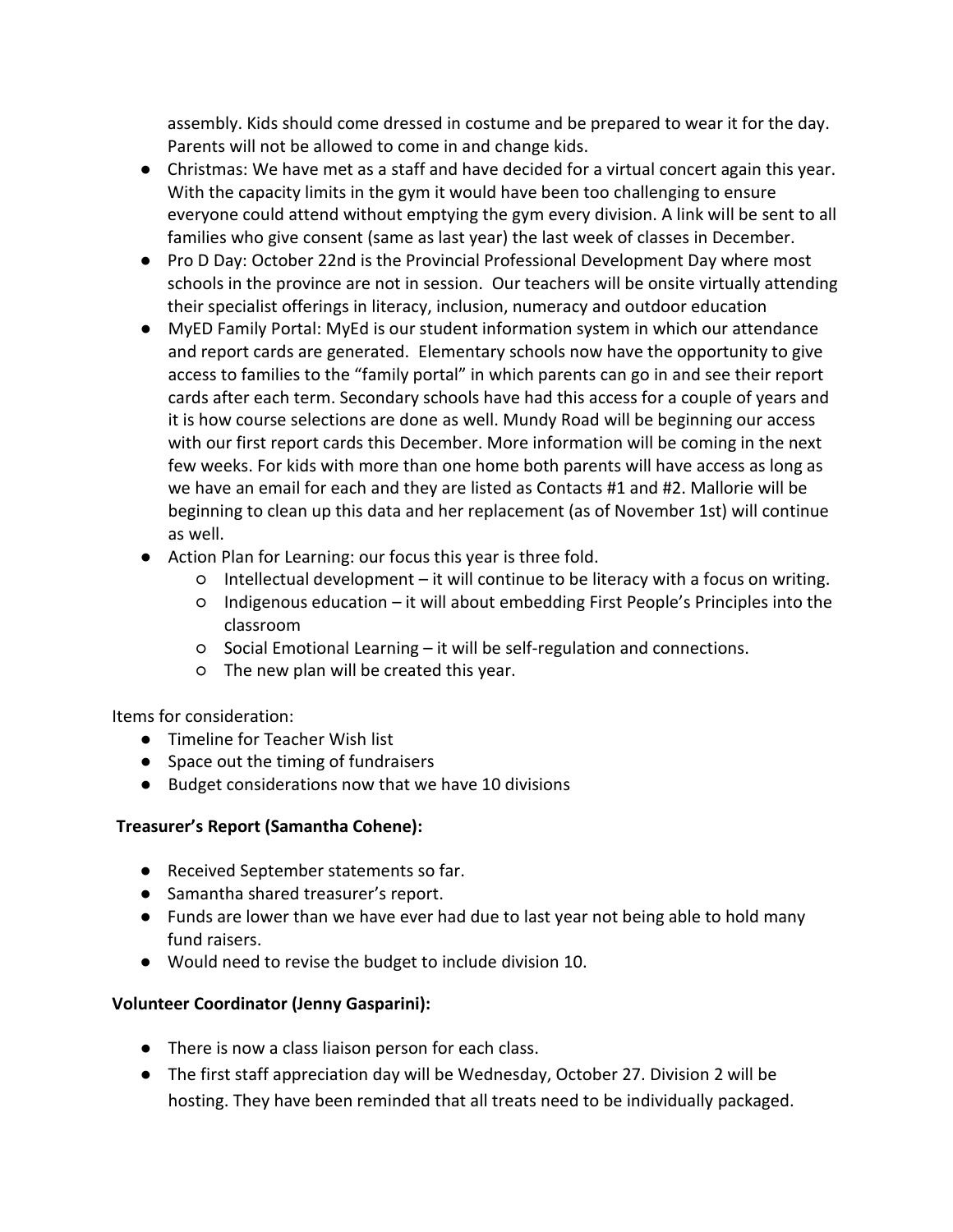assembly. Kids should come dressed in costume and be prepared to wear it for the day. Parents will not be allowed to come in and change kids.

- Christmas: We have met as a staff and have decided for a virtual concert again this year. With the capacity limits in the gym it would have been too challenging to ensure everyone could attend without emptying the gym every division. A link will be sent to all families who give consent (same as last year) the last week of classes in December.
- Pro D Day: October 22nd is the Provincial Professional Development Day where most schools in the province are not in session. Our teachers will be onsite virtually attending their specialist offerings in literacy, inclusion, numeracy and outdoor education
- MyED Family Portal: MyEd is our student information system in which our attendance and report cards are generated. Elementary schools now have the opportunity to give access to families to the "family portal" in which parents can go in and see their report cards after each term. Secondary schools have had this access for a couple of years and it is how course selections are done as well. Mundy Road will be beginning our access with our first report cards this December. More information will be coming in the next few weeks. For kids with more than one home both parents will have access as long as we have an email for each and they are listed as Contacts #1 and #2. Mallorie will be beginning to clean up this data and her replacement (as of November 1st) will continue as well.
- Action Plan for Learning: our focus this year is three fold.
    - Intellectual development – it will continue to be literacy with a focus on writing.
    - Indigenous education – it will about embedding First People's Principles into the classroom
    - Social Emotional Learning – it will be self-regulation and connections.
    - The new plan will be created this year.

Items for consideration:

- Timeline for Teacher Wish list
- Space out the timing of fundraisers
- Budget considerations now that we have 10 divisions

**Treasurer's Report (Samantha Cohene):**

- Received September statements so far.
- Samantha shared treasurer's report.
- Funds are lower than we have ever had due to last year not being able to hold many fund raisers.
- Would need to revise the budget to include division 10.

**Volunteer Coordinator (Jenny Gasparini):**

- There is now a class liaison person for each class.
- The first staff appreciation day will be Wednesday, October 27. Division 2 will be hosting. They have been reminded that all treats need to be individually packaged.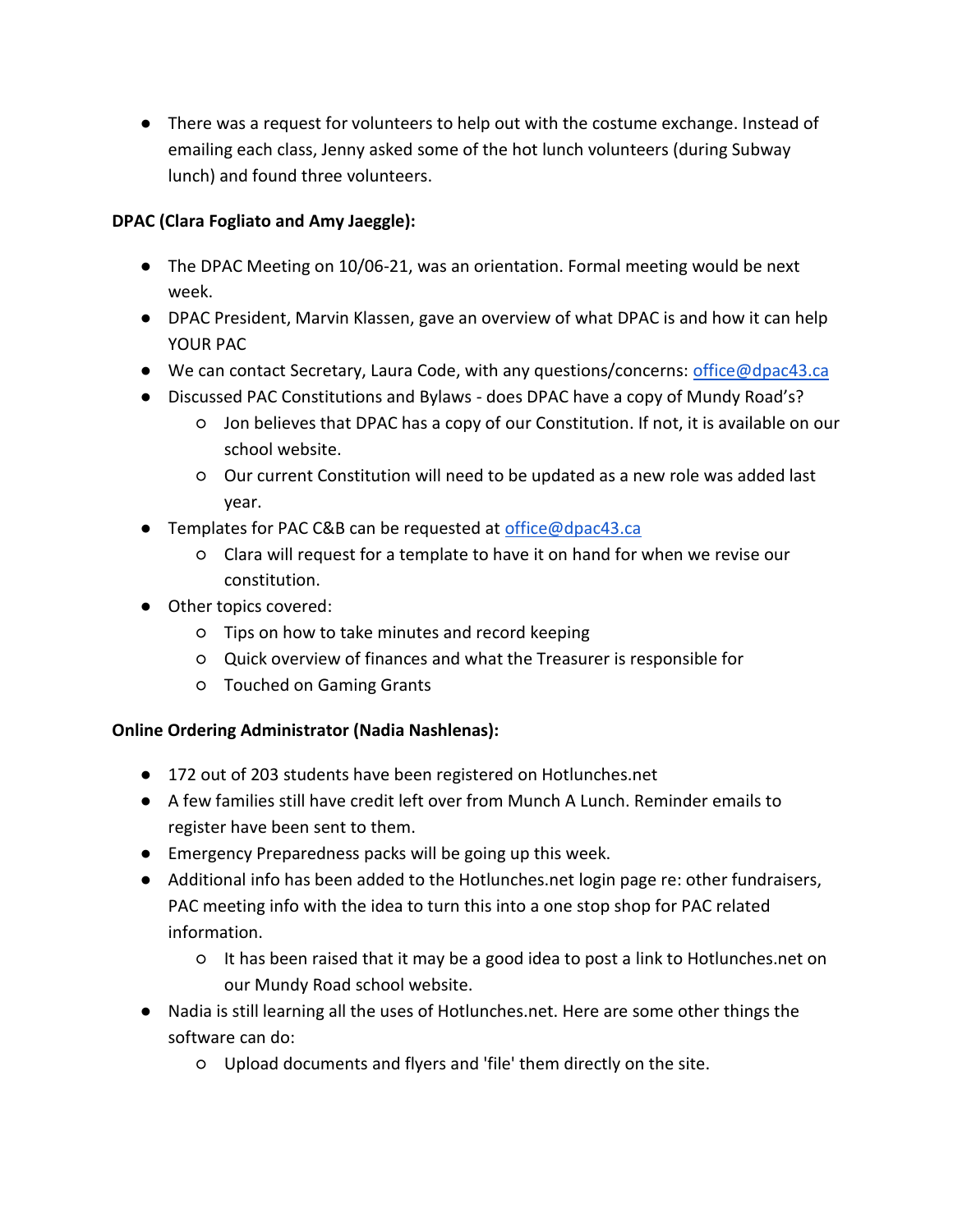- There was a request for volunteers to help out with the costume exchange. Instead of emailing each class, Jenny asked some of the hot lunch volunteers (during Subway lunch) and found three volunteers.

**DPAC (Clara Fogliato and Amy Jaeggle):**

- The DPAC Meeting on 10/06-21, was an orientation. Formal meeting would be next week.
- DPAC President, Marvin Klassen, gave an overview of what DPAC is and how it can help YOUR PAC
- We can contact Secretary, Laura Code, with any questions/concerns: office@dpac43.ca
- Discussed PAC Constitutions and Bylaws - does DPAC have a copy of Mundy Road's?
    - Jon believes that DPAC has a copy of our Constitution. If not, it is available on our school website.
    - Our current Constitution will need to be updated as a new role was added last year.
- Templates for PAC C&B can be requested at office@dpac43.ca
    - Clara will request for a template to have it on hand for when we revise our constitution.
- Other topics covered:
    - Tips on how to take minutes and record keeping
    - Quick overview of finances and what the Treasurer is responsible for
    - Touched on Gaming Grants

**Online Ordering Administrator (Nadia Nashlenas):**

- 172 out of 203 students have been registered on Hotlunches.net
- A few families still have credit left over from Munch A Lunch. Reminder emails to register have been sent to them.
- Emergency Preparedness packs will be going up this week.
- Additional info has been added to the Hotlunches.net login page re: other fundraisers, PAC meeting info with the idea to turn this into a one stop shop for PAC related information.
    - It has been raised that it may be a good idea to post a link to Hotlunches.net on our Mundy Road school website.
- Nadia is still learning all the uses of Hotlunches.net. Here are some other things the software can do:
    - Upload documents and flyers and 'file' them directly on the site.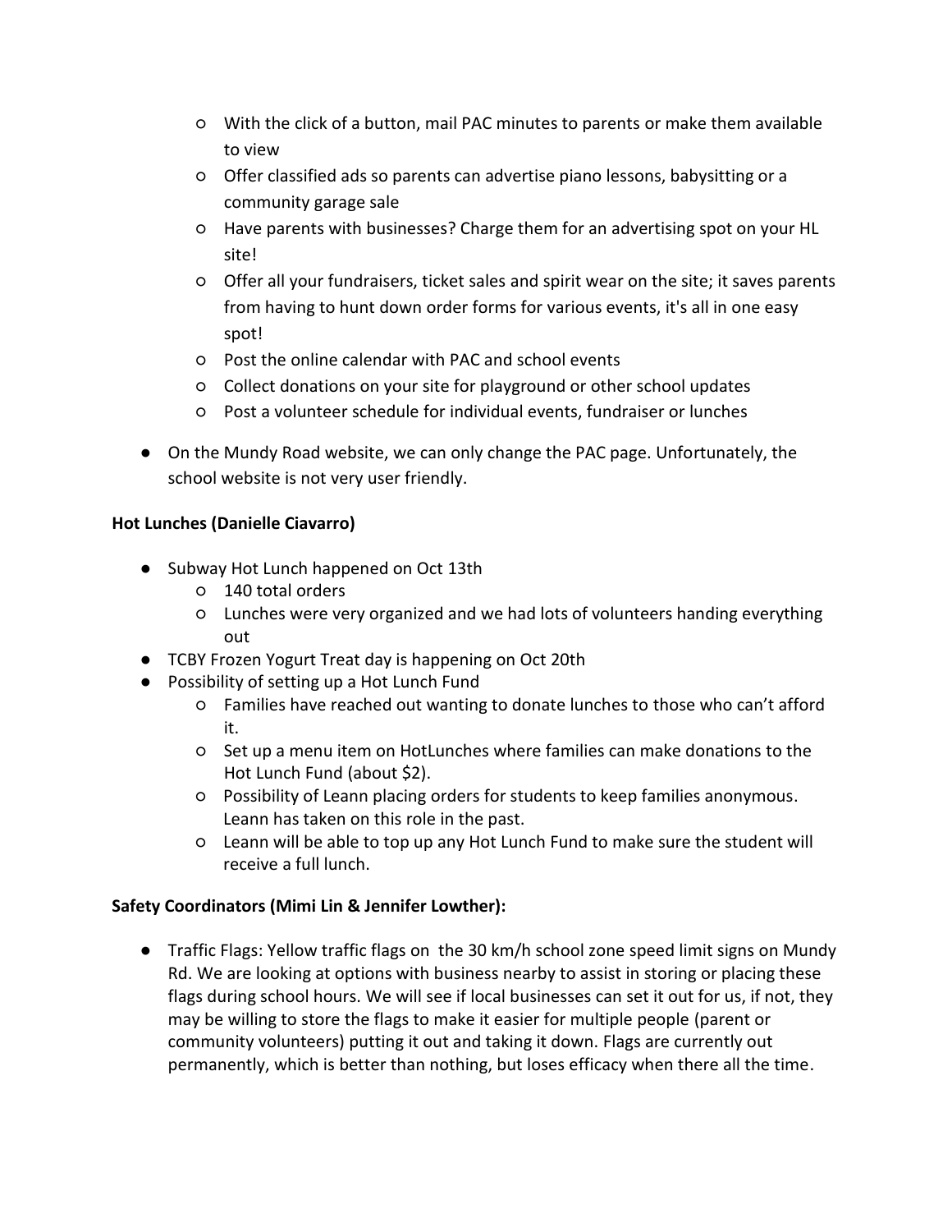- With the click of a button, mail PAC minutes to parents or make them available to view
  - Offer classified ads so parents can advertise piano lessons, babysitting or a community garage sale
  - Have parents with businesses? Charge them for an advertising spot on your HL site!
  - Offer all your fundraisers, ticket sales and spirit wear on the site; it saves parents from having to hunt down order forms for various events, it's all in one easy spot!
  - Post the online calendar with PAC and school events
  - Collect donations on your site for playground or other school updates
  - Post a volunteer schedule for individual events, fundraiser or lunches

- On the Mundy Road website, we can only change the PAC page. Unfortunately, the school website is not very user friendly.

**Hot Lunches (Danielle Ciavarro)**

- Subway Hot Lunch happened on Oct 13th
  - 140 total orders
  - Lunches were very organized and we had lots of volunteers handing everything out
- TCBY Frozen Yogurt Treat day is happening on Oct 20th
- Possibility of setting up a Hot Lunch Fund
  - Families have reached out wanting to donate lunches to those who can't afford it.
  - Set up a menu item on HotLunches where families can make donations to the Hot Lunch Fund (about $2).
  - Possibility of Leann placing orders for students to keep families anonymous. Leann has taken on this role in the past.
  - Leann will be able to top up any Hot Lunch Fund to make sure the student will receive a full lunch.

**Safety Coordinators (Mimi Lin & Jennifer Lowther):**

- Traffic Flags: Yellow traffic flags on the 30 km/h school zone speed limit signs on Mundy Rd. We are looking at options with business nearby to assist in storing or placing these flags during school hours. We will see if local businesses can set it out for us, if not, they may be willing to store the flags to make it easier for multiple people (parent or community volunteers) putting it out and taking it down. Flags are currently out permanently, which is better than nothing, but loses efficacy when there all the time.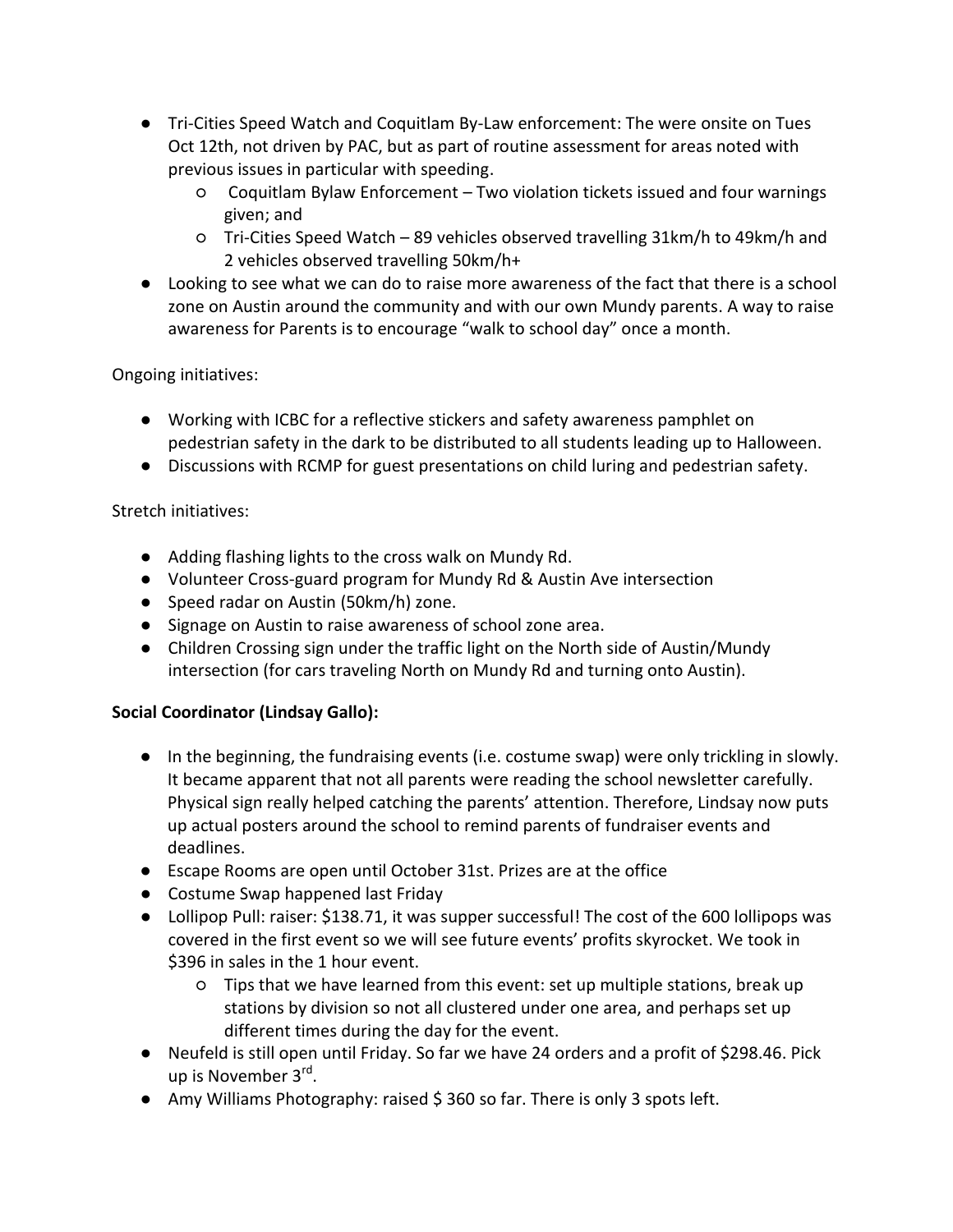- Tri-Cities Speed Watch and Coquitlam By-Law enforcement: The were onsite on Tues Oct 12th, not driven by PAC, but as part of routine assessment for areas noted with previous issues in particular with speeding.
    - Coquitlam Bylaw Enforcement – Two violation tickets issued and four warnings given; and
    - Tri-Cities Speed Watch – 89 vehicles observed travelling 31km/h to 49km/h and 2 vehicles observed travelling 50km/h+
- Looking to see what we can do to raise more awareness of the fact that there is a school zone on Austin around the community and with our own Mundy parents. A way to raise awareness for Parents is to encourage “walk to school day” once a month.

Ongoing initiatives:

- Working with ICBC for a reflective stickers and safety awareness pamphlet on pedestrian safety in the dark to be distributed to all students leading up to Halloween.
- Discussions with RCMP for guest presentations on child luring and pedestrian safety.

Stretch initiatives:

- Adding flashing lights to the cross walk on Mundy Rd.
- Volunteer Cross-guard program for Mundy Rd & Austin Ave intersection
- Speed radar on Austin (50km/h) zone.
- Signage on Austin to raise awareness of school zone area.
- Children Crossing sign under the traffic light on the North side of Austin/Mundy intersection (for cars traveling North on Mundy Rd and turning onto Austin).

**Social Coordinator (Lindsay Gallo):**

- In the beginning, the fundraising events (i.e. costume swap) were only trickling in slowly. It became apparent that not all parents were reading the school newsletter carefully. Physical sign really helped catching the parents’ attention. Therefore, Lindsay now puts up actual posters around the school to remind parents of fundraiser events and deadlines.
- Escape Rooms are open until October 31st. Prizes are at the office
- Costume Swap happened last Friday
- Lollipop Pull: raiser: $138.71, it was supper successful! The cost of the 600 lollipops was covered in the first event so we will see future events’ profits skyrocket. We took in $396 in sales in the 1 hour event.
    - Tips that we have learned from this event: set up multiple stations, break up stations by division so not all clustered under one area, and perhaps set up different times during the day for the event.
- Neufeld is still open until Friday. So far we have 24 orders and a profit of $298.46. Pick up is November 3rd.
- Amy Williams Photography: raised $ 360 so far. There is only 3 spots left.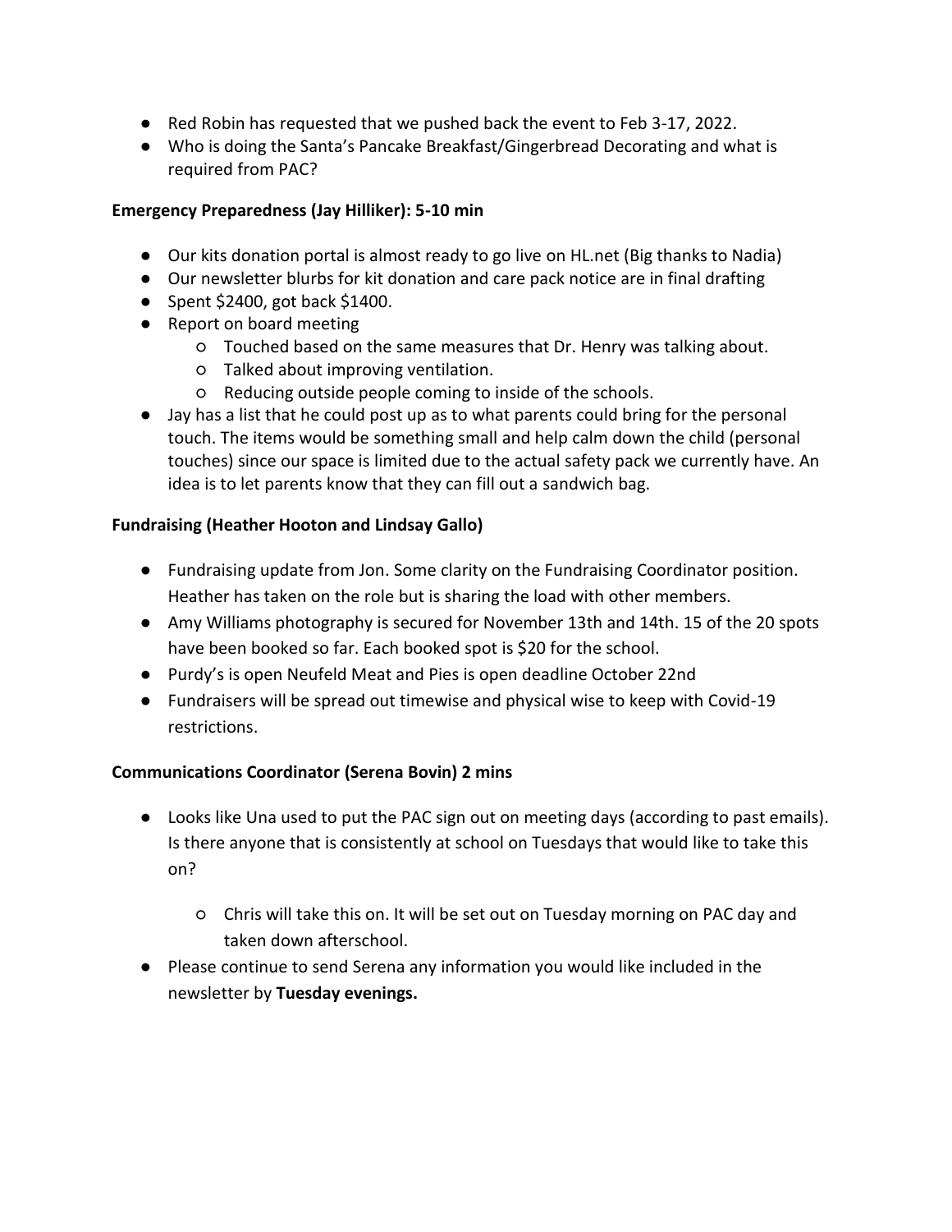- Red Robin has requested that we pushed back the event to Feb 3-17, 2022.
- Who is doing the Santa's Pancake Breakfast/Gingerbread Decorating and what is required from PAC?

**Emergency Preparedness (Jay Hilliker): 5-10 min**

- Our kits donation portal is almost ready to go live on HL.net (Big thanks to Nadia)
- Our newsletter blurbs for kit donation and care pack notice are in final drafting
- Spent $2400, got back $1400.
- Report on board meeting
  - Touched based on the same measures that Dr. Henry was talking about.
  - Talked about improving ventilation.
  - Reducing outside people coming to inside of the schools.
- Jay has a list that he could post up as to what parents could bring for the personal touch. The items would be something small and help calm down the child (personal touches) since our space is limited due to the actual safety pack we currently have. An idea is to let parents know that they can fill out a sandwich bag.

**Fundraising (Heather Hooton and Lindsay Gallo)**

- Fundraising update from Jon. Some clarity on the Fundraising Coordinator position. Heather has taken on the role but is sharing the load with other members.
- Amy Williams photography is secured for November 13th and 14th. 15 of the 20 spots have been booked so far. Each booked spot is $20 for the school.
- Purdy's is open Neufeld Meat and Pies is open deadline October 22nd
- Fundraisers will be spread out timewise and physical wise to keep with Covid-19 restrictions.

**Communications Coordinator (Serena Bovin) 2 mins**

- Looks like Una used to put the PAC sign out on meeting days (according to past emails). Is there anyone that is consistently at school on Tuesdays that would like to take this on?
  - Chris will take this on. It will be set out on Tuesday morning on PAC day and taken down afterschool.
- Please continue to send Serena any information you would like included in the newsletter by **Tuesday evenings.**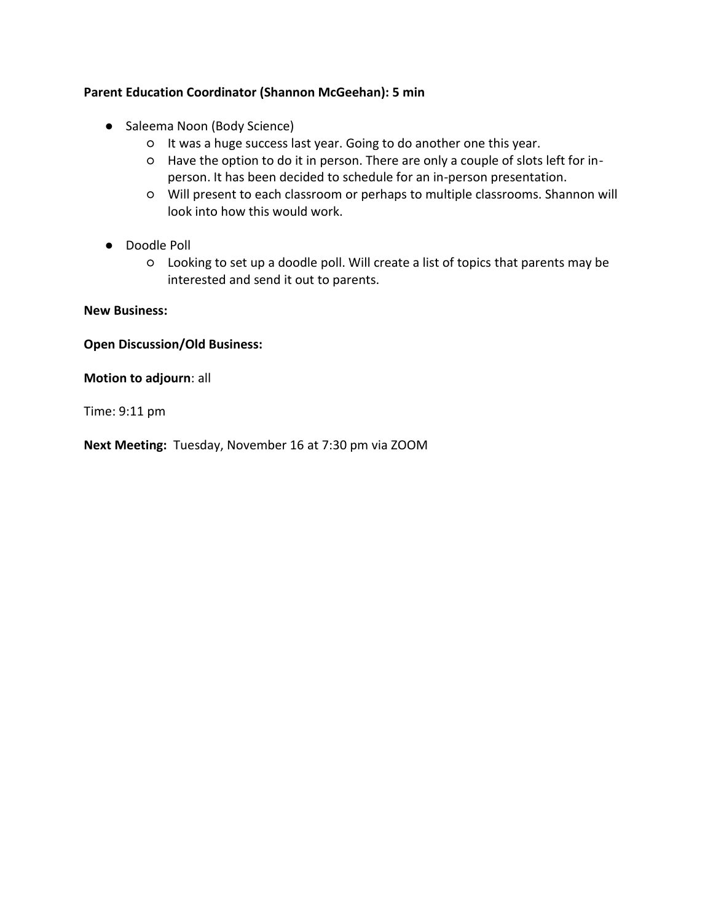**Parent Education Coordinator (Shannon McGeehan): 5 min**

- Saleema Noon (Body Science)
  - It was a huge success last year. Going to do another one this year.
  - Have the option to do it in person. There are only a couple of slots left for in-person. It has been decided to schedule for an in-person presentation.
  - Will present to each classroom or perhaps to multiple classrooms. Shannon will look into how this would work.

- Doodle Poll
  - Looking to set up a doodle poll. Will create a list of topics that parents may be interested and send it out to parents.

**New Business:**

**Open Discussion/Old Business:**

**Motion to adjourn**: all

Time: 9:11 pm

**Next Meeting:** Tuesday, November 16 at 7:30 pm via ZOOM